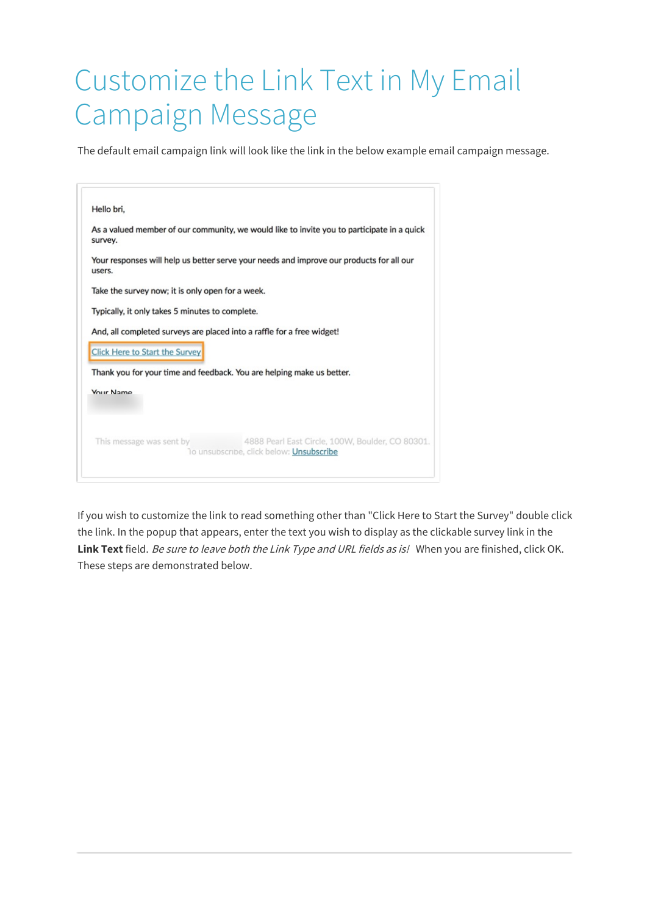# Customize the Link Text in My Email Campaign Message

The default email campaign link will look like the link in the below example email campaign message.

> Hello bri,
>
> As a valued member of our community, we would like to invite you to participate in a quick survey.
>
> Your responses will help us better serve your needs and improve our products for all our users.
>
> Take the survey now; it is only open for a week.
>
> Typically, it only takes 5 minutes to complete.
>
> And, all completed surveys are placed into a raffle for a free widget!
>
> Click Here to Start the Survey
>
> Thank you for your time and feedback. You are helping make us better.
>
> Your Name
>
> This message was sent by 4888 Pearl East Circle, 100W, Boulder, CO 80301.
> To unsubscribe, click below: Unsubscribe

If you wish to customize the link to read something other than "Click Here to Start the Survey" double click the link. In the popup that appears, enter the text you wish to display as the clickable survey link in the **Link Text** field. *Be sure to leave both the Link Type and URL fields as is!* When you are finished, click OK. These steps are demonstrated below.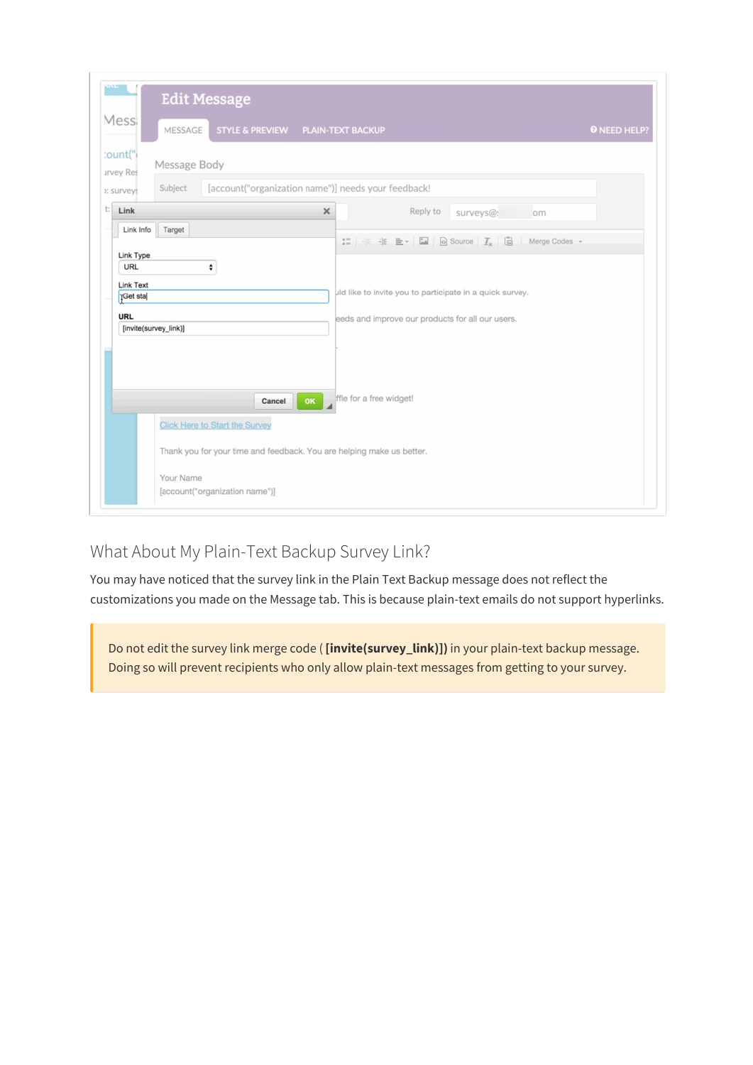## What About My Plain-Text Backup Survey Link?

You may have noticed that the survey link in the Plain Text Backup message does not reflect the customizations you made on the Message tab. This is because plain-text emails do not support hyperlinks.

> Do not edit the survey link merge code ( **[invite(survey_link)]]** ) in your plain-text backup message. Doing so will prevent recipients who only allow plain-text messages from getting to your survey.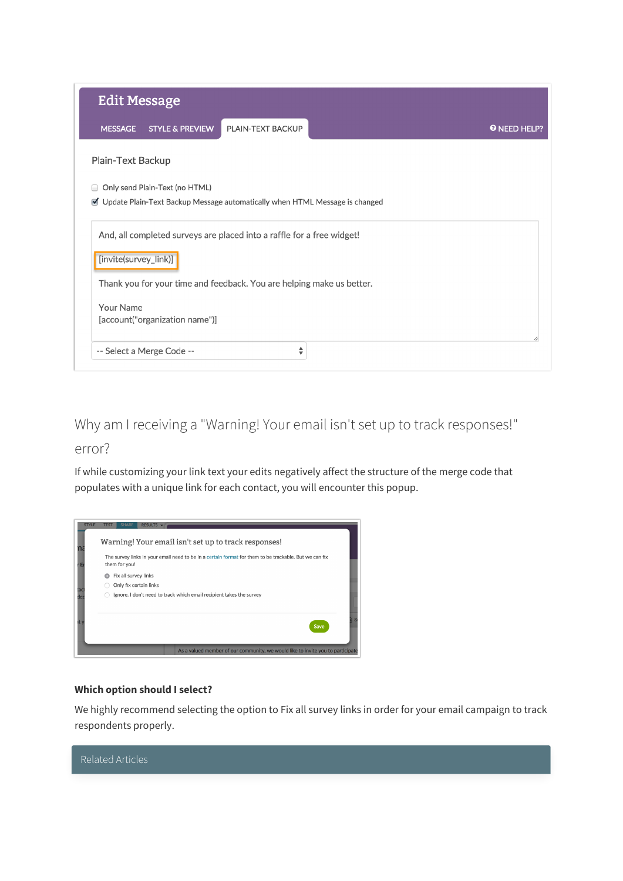## Why am I receiving a "Warning! Your email isn't set up to track responses!" error?

If while customizing your link text your edits negatively affect the structure of the merge code that populates with a unique link for each contact, you will encounter this popup.

### Which option should I select?

We highly recommend selecting the option to Fix all survey links in order for your email campaign to track respondents properly.

Related Articles